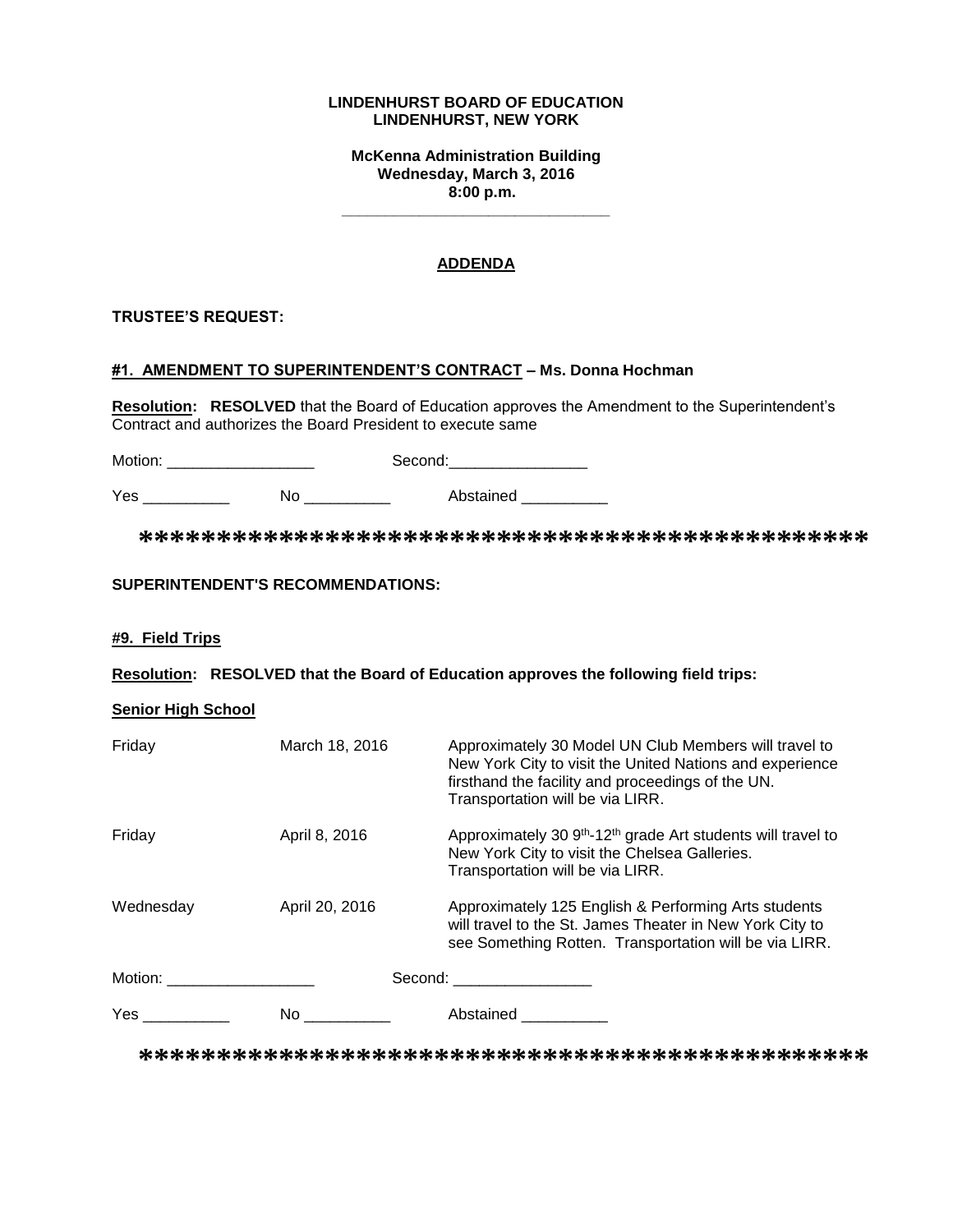**LINDENHURST BOARD OF EDUCATION**
**LINDENHURST, NEW YORK**

**McKenna Administration Building**
**Wednesday, March 3, 2016**
**8:00 p.m.**

---

## ADDENDA

**TRUSTEE'S REQUEST:**

**#1. AMENDMENT TO SUPERINTENDENT'S CONTRACT – Ms. Donna Hochman**

**Resolution: RESOLVED** that the Board of Education approves the Amendment to the Superintendent's Contract and authorizes the Board President to execute same

Motion: _________________ Second:________________

Yes __________ No __________ Abstained __________

*********************************************

**SUPERINTENDENT'S RECOMMENDATIONS:**

**#9. Field Trips**

**Resolution: RESOLVED that the Board of Education approves the following field trips:**

**Senior High School**

| | | |
|---|---|---|
| Friday | March 18, 2016 | Approximately 30 Model UN Club Members will travel to New York City to visit the United Nations and experience firsthand the facility and proceedings of the UN. Transportation will be via LIRR. |
| Friday | April 8, 2016 | Approximately 30 9th-12th grade Art students will travel to New York City to visit the Chelsea Galleries. Transportation will be via LIRR. |
| Wednesday | April 20, 2016 | Approximately 125 English & Performing Arts students will travel to the St. James Theater in New York City to see Something Rotten. Transportation will be via LIRR. |

Motion: _________________ Second: ________________

Yes __________ No __________ Abstained __________

*********************************************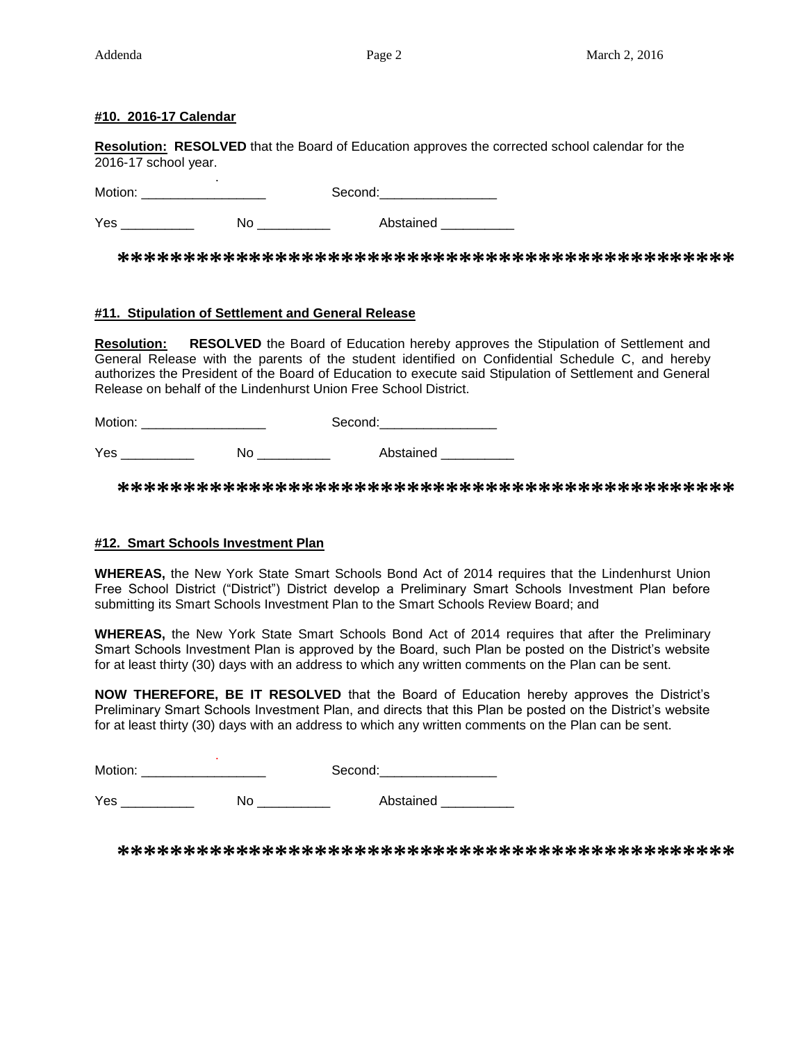#### **#10. 2016-17 Calendar**

**Resolution: RESOLVED** that the Board of Education approves the corrected school calendar for the 2016-17 school year.

Motion: _________________ Second:________________

Yes __________ No __________ Abstained __________

**********************************************

#### **#11. Stipulation of Settlement and General Release**

**Resolution: RESOLVED** the Board of Education hereby approves the Stipulation of Settlement and General Release with the parents of the student identified on Confidential Schedule C, and hereby authorizes the President of the Board of Education to execute said Stipulation of Settlement and General Release on behalf of the Lindenhurst Union Free School District.

Motion: _________________ Second:________________

Yes __________ No __________ Abstained __________

**********************************************

#### **#12. Smart Schools Investment Plan**

**WHEREAS,** the New York State Smart Schools Bond Act of 2014 requires that the Lindenhurst Union Free School District ("District") District develop a Preliminary Smart Schools Investment Plan before submitting its Smart Schools Investment Plan to the Smart Schools Review Board; and

**WHEREAS,** the New York State Smart Schools Bond Act of 2014 requires that after the Preliminary Smart Schools Investment Plan is approved by the Board, such Plan be posted on the District's website for at least thirty (30) days with an address to which any written comments on the Plan can be sent.

**NOW THEREFORE, BE IT RESOLVED** that the Board of Education hereby approves the District's Preliminary Smart Schools Investment Plan, and directs that this Plan be posted on the District's website for at least thirty (30) days with an address to which any written comments on the Plan can be sent.

Motion: _________________ Second:________________

Yes __________ No __________ Abstained __________

**********************************************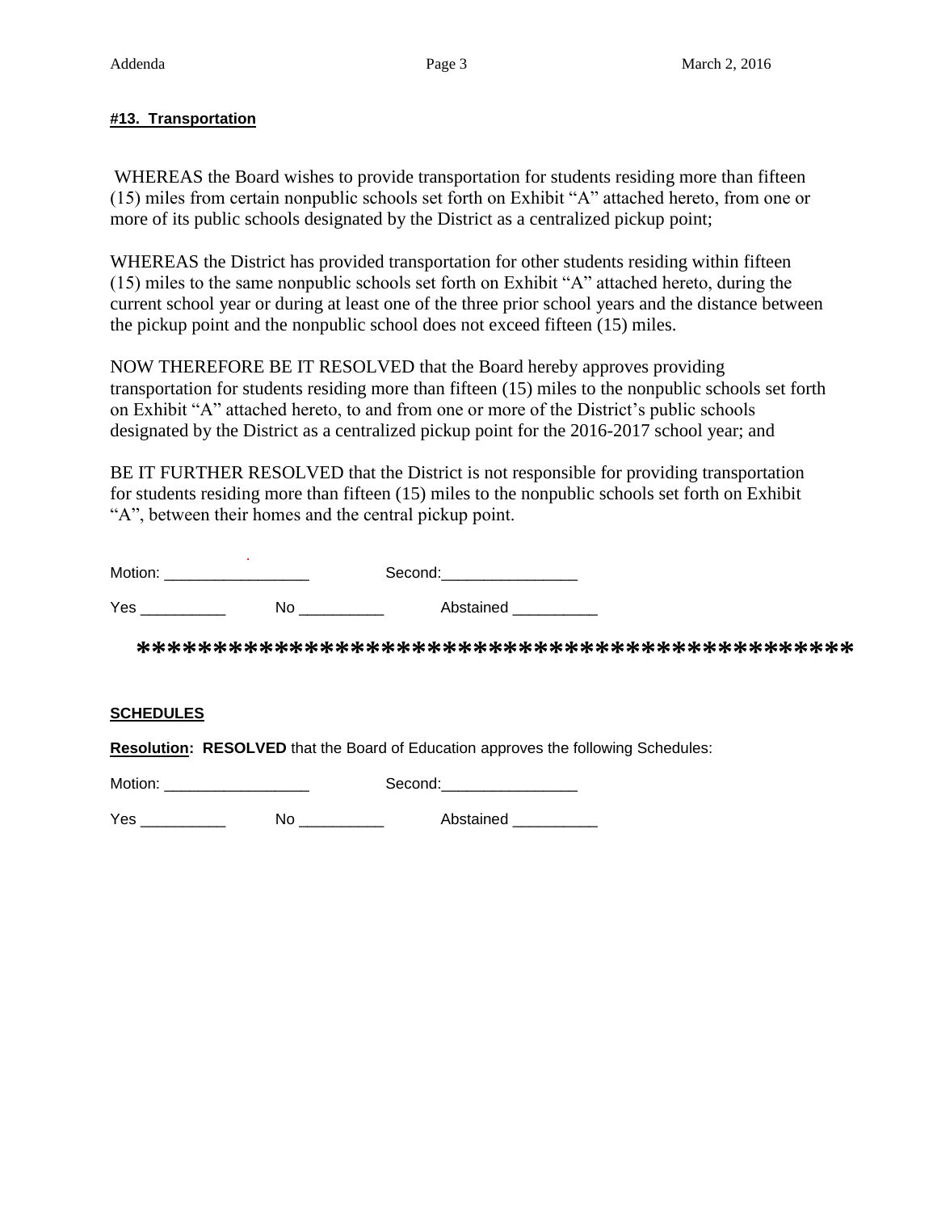**#13. Transportation**

WHEREAS the Board wishes to provide transportation for students residing more than fifteen (15) miles from certain nonpublic schools set forth on Exhibit "A" attached hereto, from one or more of its public schools designated by the District as a centralized pickup point;

WHEREAS the District has provided transportation for other students residing within fifteen (15) miles to the same nonpublic schools set forth on Exhibit "A" attached hereto, during the current school year or during at least one of the three prior school years and the distance between the pickup point and the nonpublic school does not exceed fifteen (15) miles.

NOW THEREFORE BE IT RESOLVED that the Board hereby approves providing transportation for students residing more than fifteen (15) miles to the nonpublic schools set forth on Exhibit "A" attached hereto, to and from one or more of the District's public schools designated by the District as a centralized pickup point for the 2016-2017 school year; and

BE IT FURTHER RESOLVED that the District is not responsible for providing transportation for students residing more than fifteen (15) miles to the nonpublic schools set forth on Exhibit "A", between their homes and the central pickup point.

Motion: _________________ Second:________________

Yes __________ No __________ Abstained __________

**********************************************

**SCHEDULES**

**Resolution: RESOLVED** that the Board of Education approves the following Schedules:

Motion: _________________ Second:________________

Yes __________ No __________ Abstained __________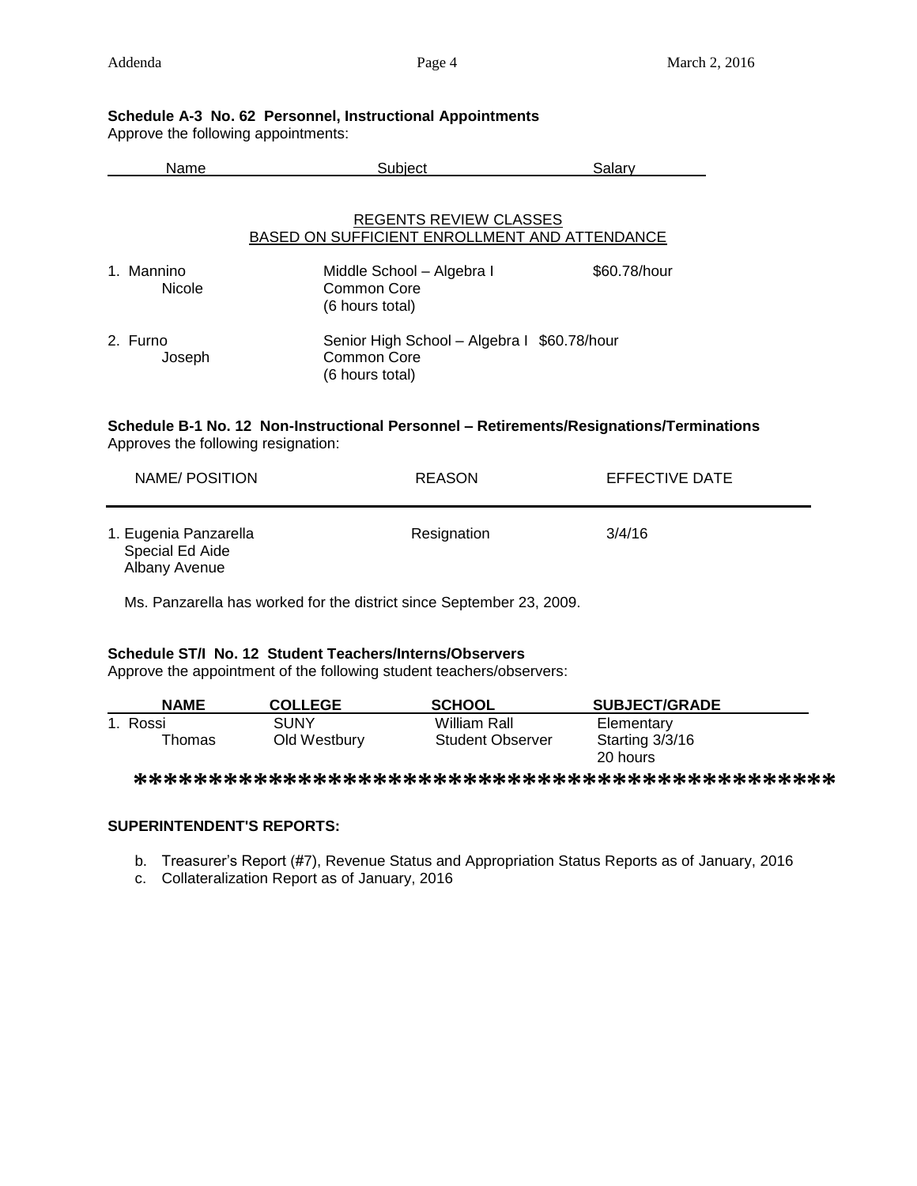**Schedule A-3 No. 62 Personnel, Instructional Appointments**
Approve the following appointments:

| Name | Subject | Salary |
|---|---|---|
| | REGENTS REVIEW CLASSES BASED ON SUFFICIENT ENROLLMENT AND ATTENDANCE | |
| 1. Mannino Nicole | Middle School – Algebra I Common Core (6 hours total) | $60.78/hour |
| 2. Furno Joseph | Senior High School – Algebra I Common Core (6 hours total) | $60.78/hour |

**Schedule B-1 No. 12 Non-Instructional Personnel – Retirements/Resignations/Terminations**
Approves the following resignation:

| NAME/ POSITION | REASON | EFFECTIVE DATE |
|---|---|---|
| 1. Eugenia Panzarella Special Ed Aide Albany Avenue | Resignation | 3/4/16 |

Ms. Panzarella has worked for the district since September 23, 2009.

**Schedule ST/I No. 12 Student Teachers/Interns/Observers**
Approve the appointment of the following student teachers/observers:

| NAME | COLLEGE | SCHOOL | SUBJECT/GRADE |
|---|---|---|---|
| 1. Rossi Thomas | SUNY Old Westbury | William Rall Student Observer | Elementary Starting 3/3/16 20 hours |

*********************************************

**SUPERINTENDENT'S REPORTS:**

b. Treasurer's Report (#7), Revenue Status and Appropriation Status Reports as of January, 2016
c. Collateralization Report as of January, 2016